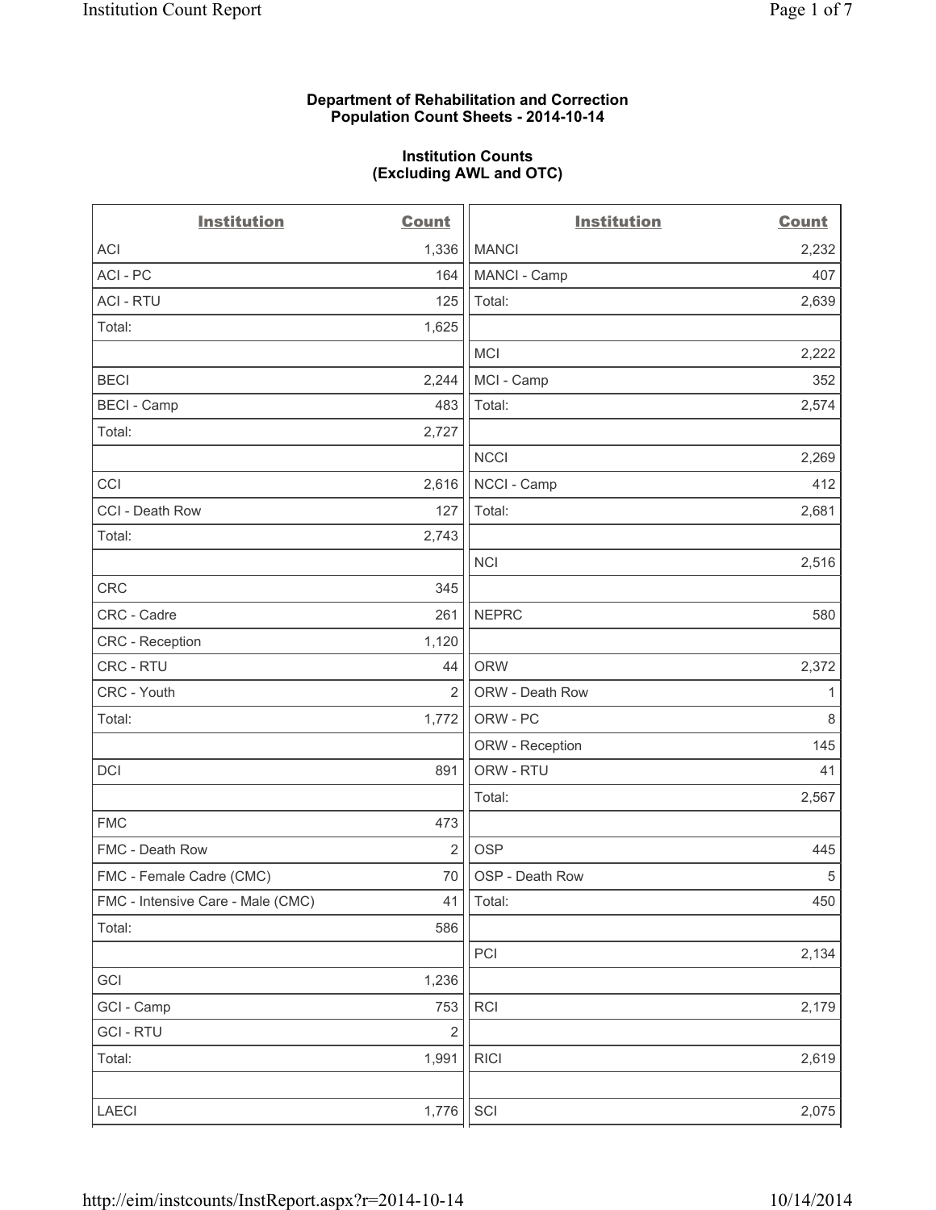**Department of Rehabilitation and Correction**
**Population Count Sheets - 2014-10-14**

**Institution Counts**
**(Excluding AWL and OTC)**

| Institution | Count | Institution | Count |
|---|---|---|---|
| ACI | 1,336 | MANCI | 2,232 |
| ACI - PC | 164 | MANCI - Camp | 407 |
| ACI - RTU | 125 | Total: | 2,639 |
| Total: | 1,625 | | |
| | | MCI | 2,222 |
| BECI | 2,244 | MCI - Camp | 352 |
| BECI - Camp | 483 | Total: | 2,574 |
| Total: | 2,727 | | |
| | | NCCI | 2,269 |
| CCI | 2,616 | NCCI - Camp | 412 |
| CCI - Death Row | 127 | Total: | 2,681 |
| Total: | 2,743 | | |
| | | NCI | 2,516 |
| CRC | 345 | | |
| CRC - Cadre | 261 | NEPRC | 580 |
| CRC - Reception | 1,120 | | |
| CRC - RTU | 44 | ORW | 2,372 |
| CRC - Youth | 2 | ORW - Death Row | 1 |
| Total: | 1,772 | ORW - PC | 8 |
| | | ORW - Reception | 145 |
| DCI | 891 | ORW - RTU | 41 |
| | | Total: | 2,567 |
| FMC | 473 | | |
| FMC - Death Row | 2 | OSP | 445 |
| FMC - Female Cadre (CMC) | 70 | OSP - Death Row | 5 |
| FMC - Intensive Care - Male (CMC) | 41 | Total: | 450 |
| Total: | 586 | | |
| | | PCI | 2,134 |
| GCI | 1,236 | | |
| GCI - Camp | 753 | RCI | 2,179 |
| GCI - RTU | 2 | | |
| Total: | 1,991 | RICI | 2,619 |
| | | | |
| LAECI | 1,776 | SCI | 2,075 |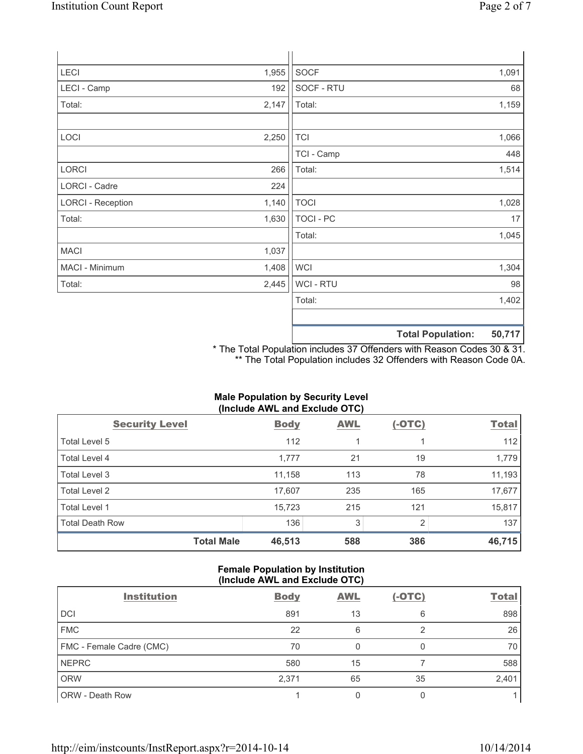| | | | |
|---|---|---|---|
| LECI | 1,955 | SOCF | 1,091 |
| LECI - Camp | 192 | SOCF - RTU | 68 |
| Total: | 2,147 | Total: | 1,159 |
| | | | |
| LOCI | 2,250 | TCI | 1,066 |
| | | TCI - Camp | 448 |
| LORCI | 266 | Total: | 1,514 |
| LORCI - Cadre | 224 | | |
| LORCI - Reception | 1,140 | TOCI | 1,028 |
| Total: | 1,630 | TOCI - PC | 17 |
| | | Total: | 1,045 |
| MACI | 1,037 | | |
| MACI - Minimum | 1,408 | WCI | 1,304 |
| Total: | 2,445 | WCI - RTU | 98 |
| | | Total: | 1,402 |
| | | | |
| | | **Total Population:** | **50,717** |

* The Total Population includes 37 Offenders with Reason Codes 30 & 31.
** The Total Population includes 32 Offenders with Reason Code 0A.

### Male Population by Security Level (Include AWL and Exclude OTC)

| Security Level | Body | AWL | (-OTC) | Total |
|---|---|---|---|---|
| Total Level 5 | 112 | 1 | 1 | 112 |
| Total Level 4 | 1,777 | 21 | 19 | 1,779 |
| Total Level 3 | 11,158 | 113 | 78 | 11,193 |
| Total Level 2 | 17,607 | 235 | 165 | 17,677 |
| Total Level 1 | 15,723 | 215 | 121 | 15,817 |
| Total Death Row | 136 | 3 | 2 | 137 |
| **Total Male** | **46,513** | **588** | **386** | **46,715** |

### Female Population by Institution (Include AWL and Exclude OTC)

| Institution | Body | AWL | (-OTC) | Total |
|---|---|---|---|---|
| DCI | 891 | 13 | 6 | 898 |
| FMC | 22 | 6 | 2 | 26 |
| FMC - Female Cadre (CMC) | 70 | 0 | 0 | 70 |
| NEPRC | 580 | 15 | 7 | 588 |
| ORW | 2,371 | 65 | 35 | 2,401 |
| ORW - Death Row | 1 | 0 | 0 | 1 |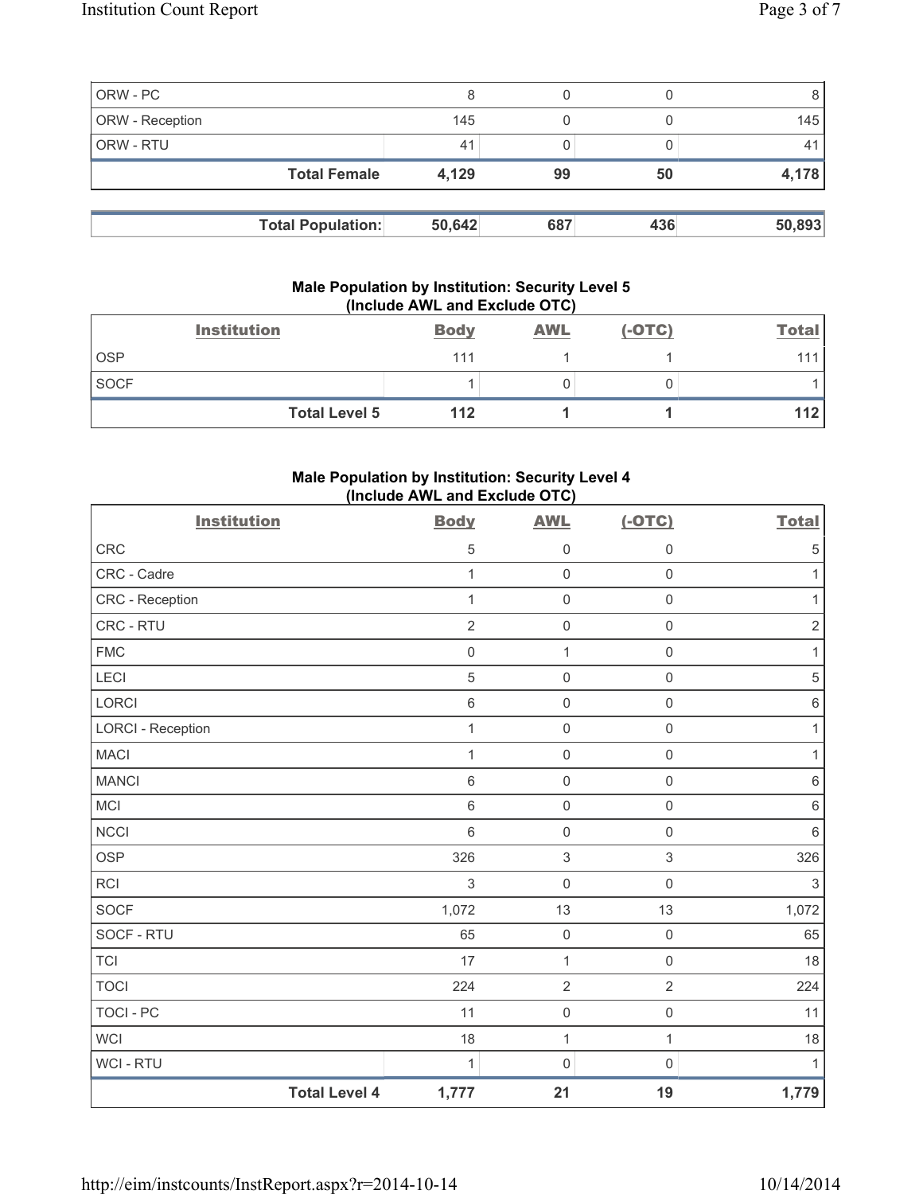| | | | | |
|---|---|---|---|---|
| ORW - PC | 8 | 0 | 0 | 8 |
| ORW - Reception | 145 | 0 | 0 | 145 |
| ORW - RTU | 41 | 0 | 0 | 41 |
| **Total Female** | **4,129** | **99** | **50** | **4,178** |

| | | | | |
|---|---|---|---|---|
| **Total Population:** | **50,642** | **687** | **436** | **50,893** |

### Male Population by Institution: Security Level 5 (Include AWL and Exclude OTC)

| Institution | Body | AWL | (-OTC) | Total |
|---|---|---|---|---|
| OSP | 111 | 1 | 1 | 111 |
| SOCF | 1 | 0 | 0 | 1 |
| **Total Level 5** | **112** | **1** | **1** | **112** |

### Male Population by Institution: Security Level 4 (Include AWL and Exclude OTC)

| Institution | Body | AWL | (-OTC) | Total |
|---|---|---|---|---|
| CRC | 5 | 0 | 0 | 5 |
| CRC - Cadre | 1 | 0 | 0 | 1 |
| CRC - Reception | 1 | 0 | 0 | 1 |
| CRC - RTU | 2 | 0 | 0 | 2 |
| FMC | 0 | 1 | 0 | 1 |
| LECI | 5 | 0 | 0 | 5 |
| LORCI | 6 | 0 | 0 | 6 |
| LORCI - Reception | 1 | 0 | 0 | 1 |
| MACI | 1 | 0 | 0 | 1 |
| MANCI | 6 | 0 | 0 | 6 |
| MCI | 6 | 0 | 0 | 6 |
| NCCI | 6 | 0 | 0 | 6 |
| OSP | 326 | 3 | 3 | 326 |
| RCI | 3 | 0 | 0 | 3 |
| SOCF | 1,072 | 13 | 13 | 1,072 |
| SOCF - RTU | 65 | 0 | 0 | 65 |
| TCI | 17 | 1 | 0 | 18 |
| TOCI | 224 | 2 | 2 | 224 |
| TOCI - PC | 11 | 0 | 0 | 11 |
| WCI | 18 | 1 | 1 | 18 |
| WCI - RTU | 1 | 0 | 0 | 1 |
| **Total Level 4** | **1,777** | **21** | **19** | **1,779** |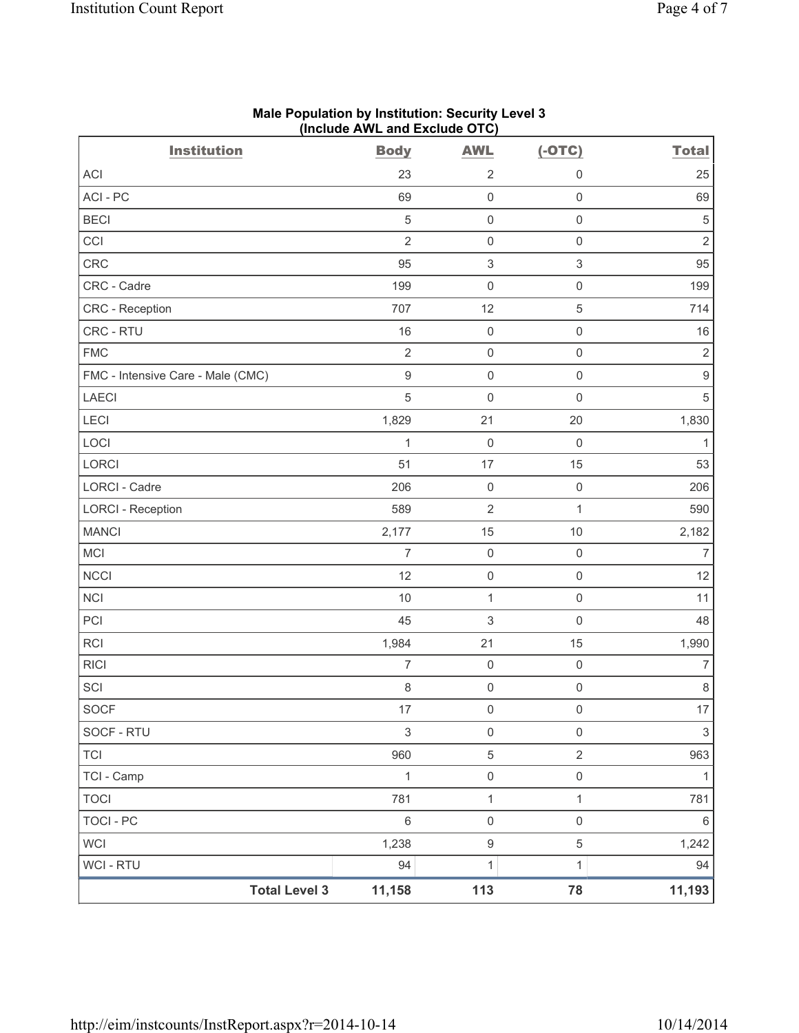**Male Population by Institution: Security Level 3**
**(Include AWL and Exclude OTC)**

| Institution | Body | AWL | (-OTC) | Total |
|---|---|---|---|---|
| ACI | 23 | 2 | 0 | 25 |
| ACI - PC | 69 | 0 | 0 | 69 |
| BECI | 5 | 0 | 0 | 5 |
| CCI | 2 | 0 | 0 | 2 |
| CRC | 95 | 3 | 3 | 95 |
| CRC - Cadre | 199 | 0 | 0 | 199 |
| CRC - Reception | 707 | 12 | 5 | 714 |
| CRC - RTU | 16 | 0 | 0 | 16 |
| FMC | 2 | 0 | 0 | 2 |
| FMC - Intensive Care - Male (CMC) | 9 | 0 | 0 | 9 |
| LAECI | 5 | 0 | 0 | 5 |
| LECI | 1,829 | 21 | 20 | 1,830 |
| LOCI | 1 | 0 | 0 | 1 |
| LORCI | 51 | 17 | 15 | 53 |
| LORCI - Cadre | 206 | 0 | 0 | 206 |
| LORCI - Reception | 589 | 2 | 1 | 590 |
| MANCI | 2,177 | 15 | 10 | 2,182 |
| MCI | 7 | 0 | 0 | 7 |
| NCCI | 12 | 0 | 0 | 12 |
| NCI | 10 | 1 | 0 | 11 |
| PCI | 45 | 3 | 0 | 48 |
| RCI | 1,984 | 21 | 15 | 1,990 |
| RICI | 7 | 0 | 0 | 7 |
| SCI | 8 | 0 | 0 | 8 |
| SOCF | 17 | 0 | 0 | 17 |
| SOCF - RTU | 3 | 0 | 0 | 3 |
| TCI | 960 | 5 | 2 | 963 |
| TCI - Camp | 1 | 0 | 0 | 1 |
| TOCI | 781 | 1 | 1 | 781 |
| TOCI - PC | 6 | 0 | 0 | 6 |
| WCI | 1,238 | 9 | 5 | 1,242 |
| WCI - RTU | 94 | 1 | 1 | 94 |
| **Total Level 3** | **11,158** | **113** | **78** | **11,193** |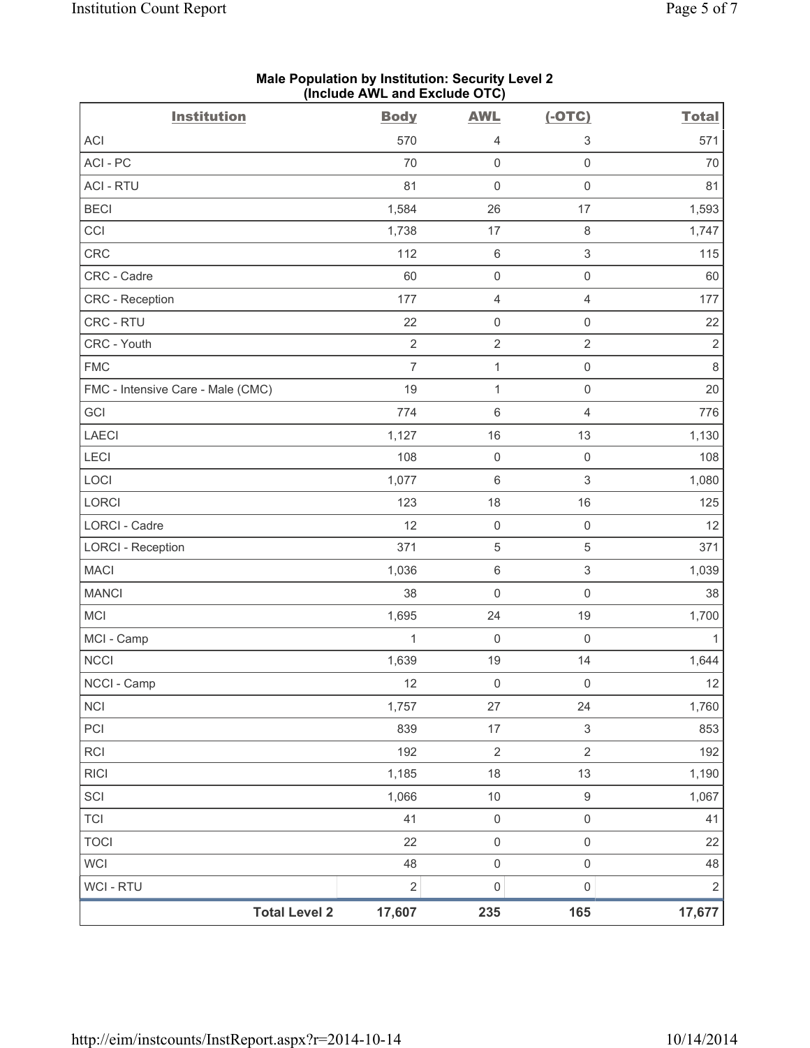**Male Population by Institution: Security Level 2**
**(Include AWL and Exclude OTC)**

| Institution | Body | AWL | (-OTC) | Total |
|---|---|---|---|---|
| ACI | 570 | 4 | 3 | 571 |
| ACI - PC | 70 | 0 | 0 | 70 |
| ACI - RTU | 81 | 0 | 0 | 81 |
| BECI | 1,584 | 26 | 17 | 1,593 |
| CCI | 1,738 | 17 | 8 | 1,747 |
| CRC | 112 | 6 | 3 | 115 |
| CRC - Cadre | 60 | 0 | 0 | 60 |
| CRC - Reception | 177 | 4 | 4 | 177 |
| CRC - RTU | 22 | 0 | 0 | 22 |
| CRC - Youth | 2 | 2 | 2 | 2 |
| FMC | 7 | 1 | 0 | 8 |
| FMC - Intensive Care - Male (CMC) | 19 | 1 | 0 | 20 |
| GCI | 774 | 6 | 4 | 776 |
| LAECI | 1,127 | 16 | 13 | 1,130 |
| LECI | 108 | 0 | 0 | 108 |
| LOCI | 1,077 | 6 | 3 | 1,080 |
| LORCI | 123 | 18 | 16 | 125 |
| LORCI - Cadre | 12 | 0 | 0 | 12 |
| LORCI - Reception | 371 | 5 | 5 | 371 |
| MACI | 1,036 | 6 | 3 | 1,039 |
| MANCI | 38 | 0 | 0 | 38 |
| MCI | 1,695 | 24 | 19 | 1,700 |
| MCI - Camp | 1 | 0 | 0 | 1 |
| NCCI | 1,639 | 19 | 14 | 1,644 |
| NCCI - Camp | 12 | 0 | 0 | 12 |
| NCI | 1,757 | 27 | 24 | 1,760 |
| PCI | 839 | 17 | 3 | 853 |
| RCI | 192 | 2 | 2 | 192 |
| RICI | 1,185 | 18 | 13 | 1,190 |
| SCI | 1,066 | 10 | 9 | 1,067 |
| TCI | 41 | 0 | 0 | 41 |
| TOCI | 22 | 0 | 0 | 22 |
| WCI | 48 | 0 | 0 | 48 |
| WCI - RTU | 2 | 0 | 0 | 2 |
| **Total Level 2** | **17,607** | **235** | **165** | **17,677** |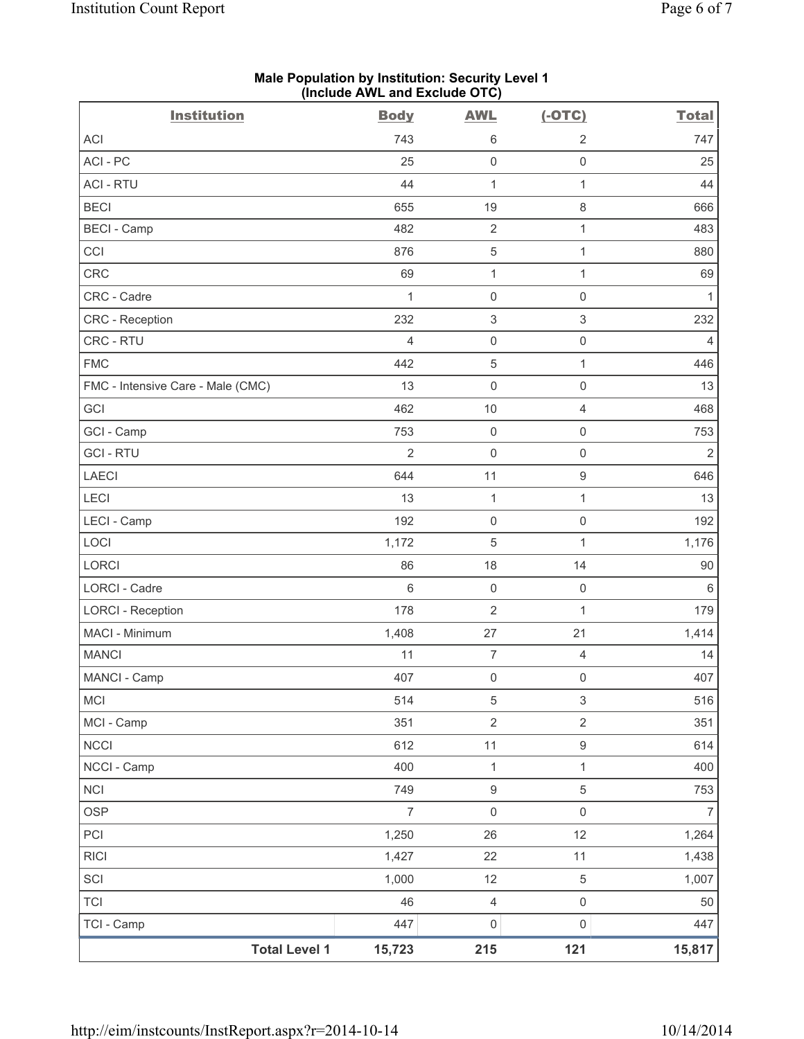**Male Population by Institution: Security Level 1 (Include AWL and Exclude OTC)**

| Institution | Body | AWL | (-OTC) | Total |
|---|---|---|---|---|
| ACI | 743 | 6 | 2 | 747 |
| ACI - PC | 25 | 0 | 0 | 25 |
| ACI - RTU | 44 | 1 | 1 | 44 |
| BECI | 655 | 19 | 8 | 666 |
| BECI - Camp | 482 | 2 | 1 | 483 |
| CCI | 876 | 5 | 1 | 880 |
| CRC | 69 | 1 | 1 | 69 |
| CRC - Cadre | 1 | 0 | 0 | 1 |
| CRC - Reception | 232 | 3 | 3 | 232 |
| CRC - RTU | 4 | 0 | 0 | 4 |
| FMC | 442 | 5 | 1 | 446 |
| FMC - Intensive Care - Male (CMC) | 13 | 0 | 0 | 13 |
| GCI | 462 | 10 | 4 | 468 |
| GCI - Camp | 753 | 0 | 0 | 753 |
| GCI - RTU | 2 | 0 | 0 | 2 |
| LAECI | 644 | 11 | 9 | 646 |
| LECI | 13 | 1 | 1 | 13 |
| LECI - Camp | 192 | 0 | 0 | 192 |
| LOCI | 1,172 | 5 | 1 | 1,176 |
| LORCI | 86 | 18 | 14 | 90 |
| LORCI - Cadre | 6 | 0 | 0 | 6 |
| LORCI - Reception | 178 | 2 | 1 | 179 |
| MACI - Minimum | 1,408 | 27 | 21 | 1,414 |
| MANCI | 11 | 7 | 4 | 14 |
| MANCI - Camp | 407 | 0 | 0 | 407 |
| MCI | 514 | 5 | 3 | 516 |
| MCI - Camp | 351 | 2 | 2 | 351 |
| NCCI | 612 | 11 | 9 | 614 |
| NCCI - Camp | 400 | 1 | 1 | 400 |
| NCI | 749 | 9 | 5 | 753 |
| OSP | 7 | 0 | 0 | 7 |
| PCI | 1,250 | 26 | 12 | 1,264 |
| RICI | 1,427 | 22 | 11 | 1,438 |
| SCI | 1,000 | 12 | 5 | 1,007 |
| TCI | 46 | 4 | 0 | 50 |
| TCI - Camp | 447 | 0 | 0 | 447 |
| **Total Level 1** | **15,723** | **215** | **121** | **15,817** |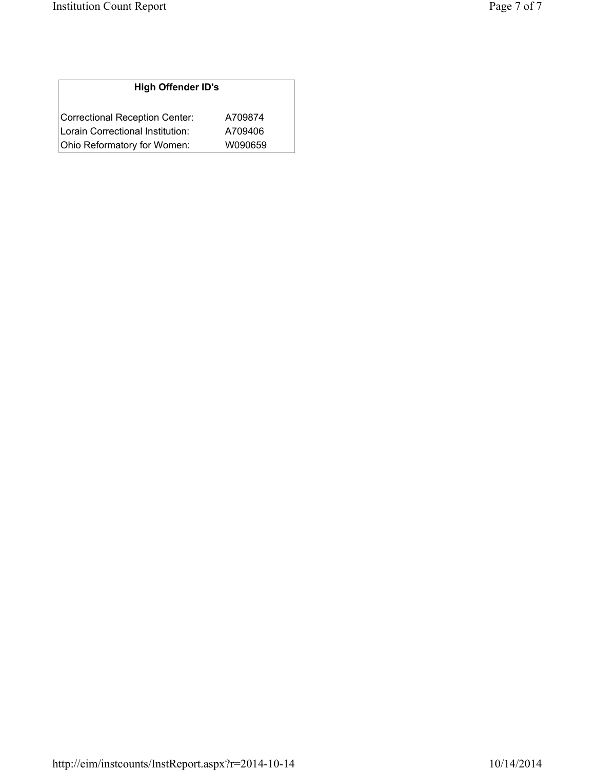| High Offender ID's | |
|---|---|
| Correctional Reception Center: | A709874 |
| Lorain Correctional Institution: | A709406 |
| Ohio Reformatory for Women: | W090659 |